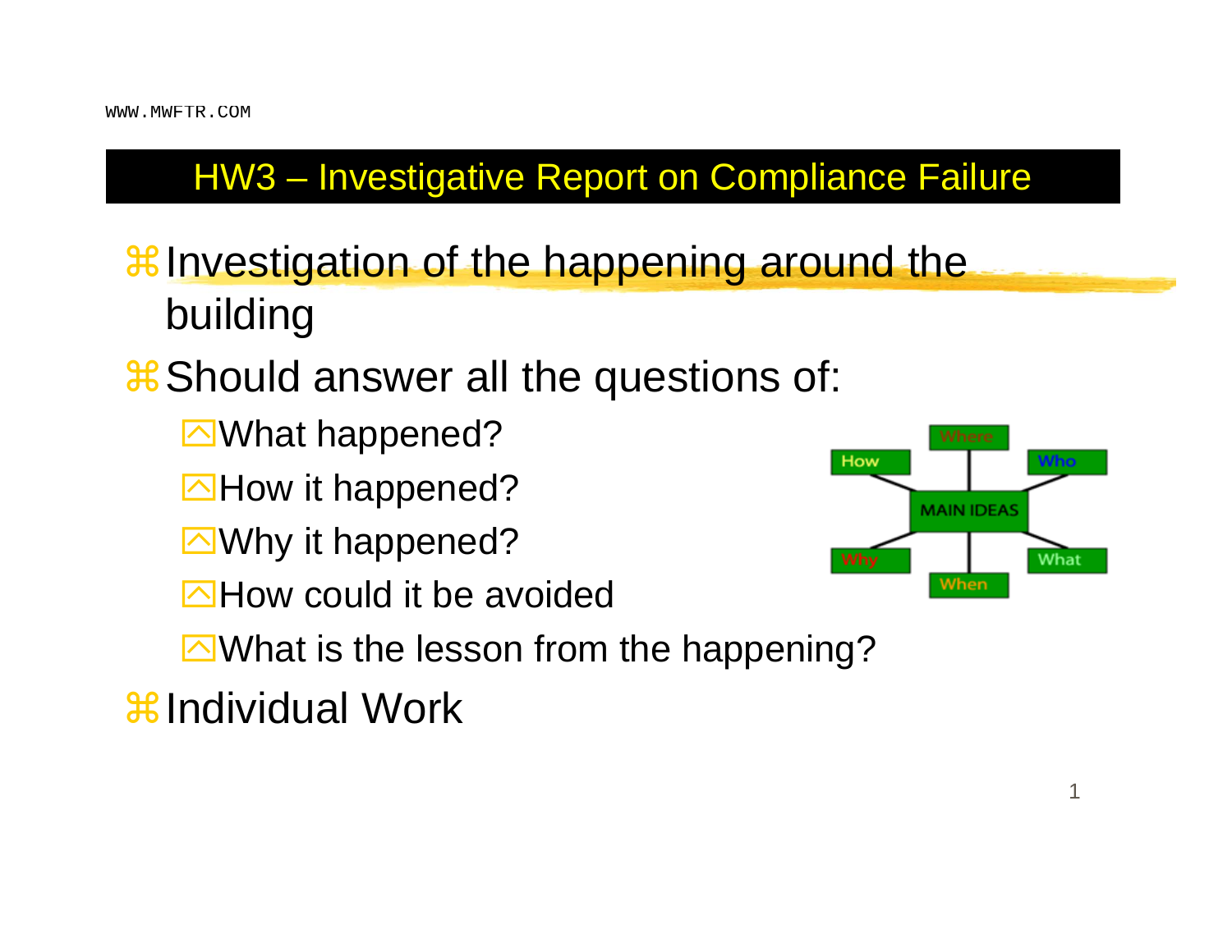# HW3 – Investigative Report on Compliance Failure

- Investigation of the happening around the building
- Should answer all the questions of:
  - What happened?
  - How it happened?
  - Why it happened?
  - How could it be avoided
  - What is the lesson from the happening?
- Individual Work

Where
How
Who
MAIN IDEAS
Why
What
When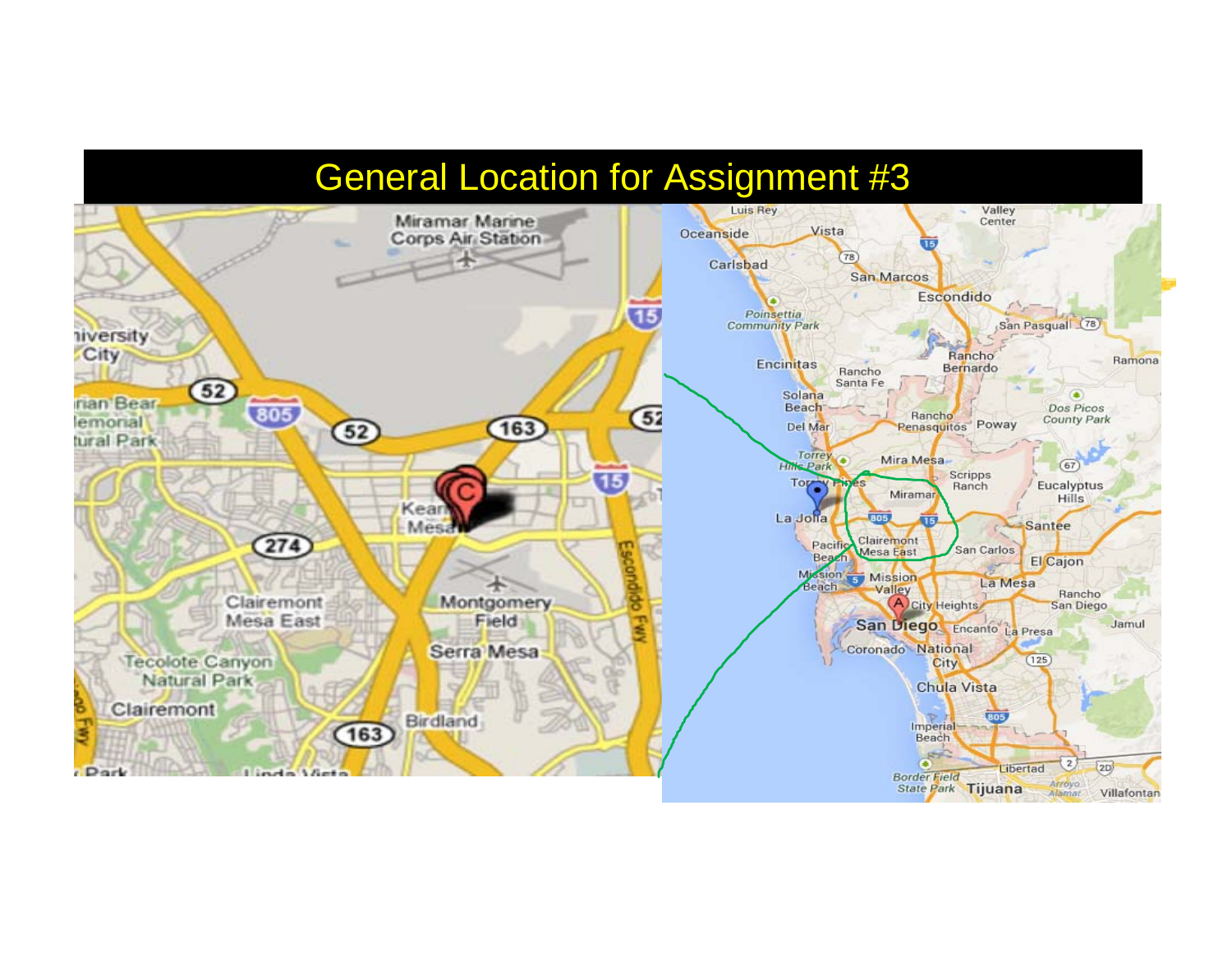# General Location for Assignment #3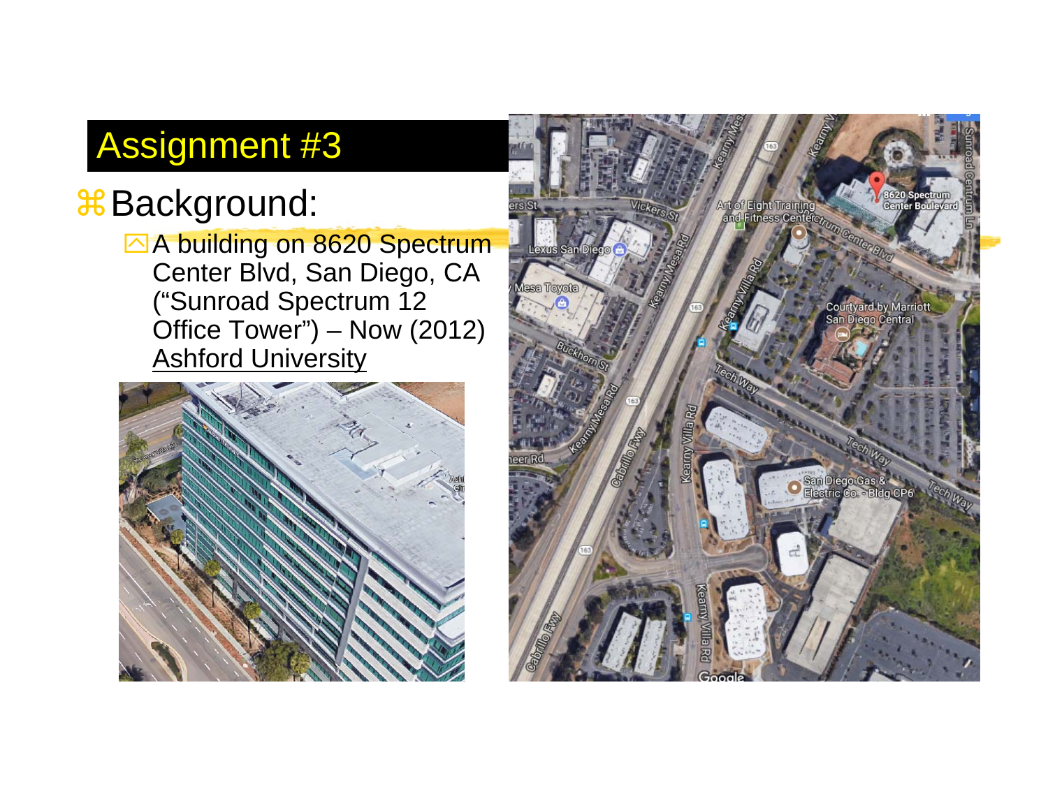# Assignment #3

- Background:
  - A building on 8620 Spectrum Center Blvd, San Diego, CA (“Sunroad Spectrum 12 Office Tower”) – Now (2012) Ashford University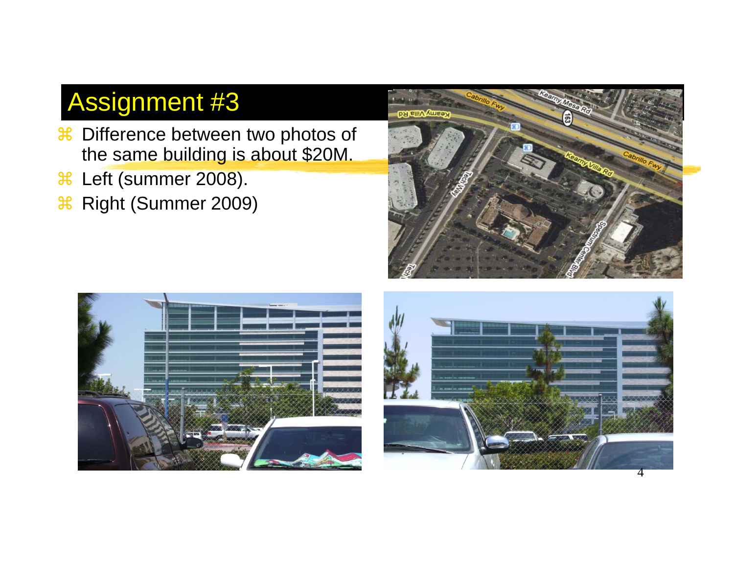# Assignment #3

- Difference between two photos of the same building is about $20M.
- Left (summer 2008).
- Right (Summer 2009)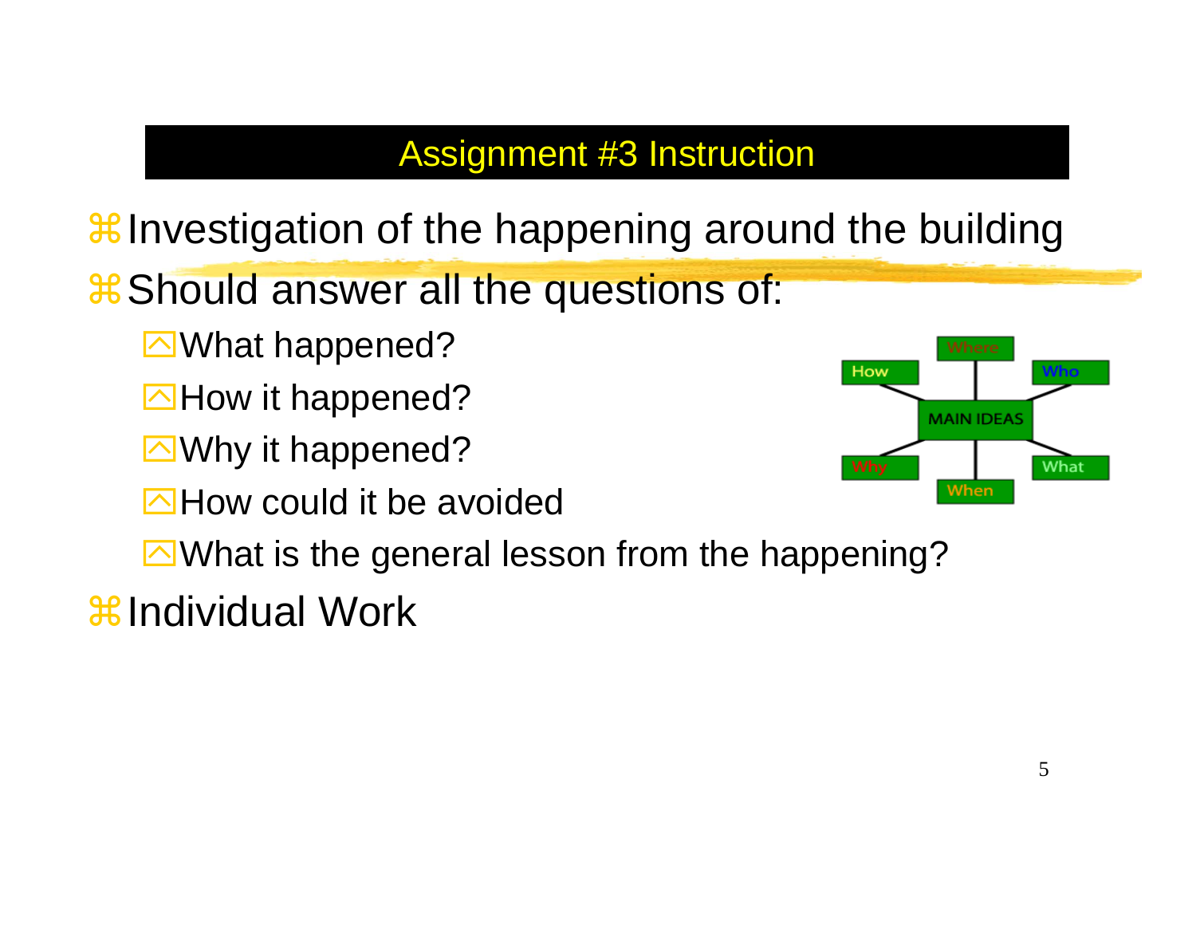# Assignment #3 Instruction

- Investigation of the happening around the building
- Should answer all the questions of:
  - What happened?
  - How it happened?
  - Why it happened?
  - How could it be avoided
  - What is the general lesson from the happening?
- Individual Work

Where
How
Who
MAIN IDEAS
Why
What
When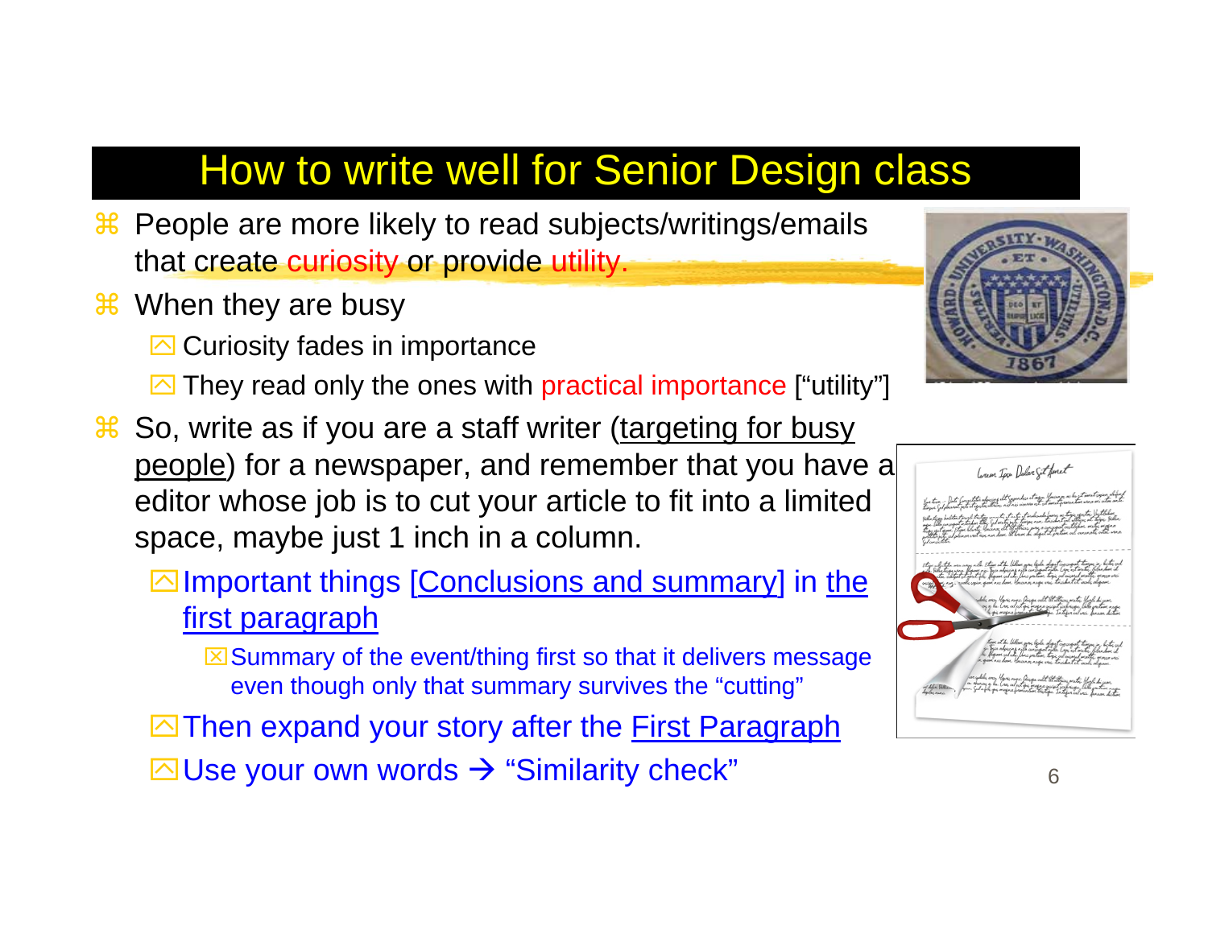# How to write well for Senior Design class

- People are more likely to read subjects/writings/emails that create curiosity or provide utility.
- When they are busy
  - Curiosity fades in importance
  - They read only the ones with practical importance ["utility"]
- So, write as if you are a staff writer (targeting for busy people) for a newspaper, and remember that you have a editor whose job is to cut your article to fit into a limited space, maybe just 1 inch in a column.
  - Important things [Conclusions and summary] in the first paragraph
    - Summary of the event/thing first so that it delivers message even though only that summary survives the "cutting"
  - Then expand your story after the First Paragraph
  - Use your own words → "Similarity check"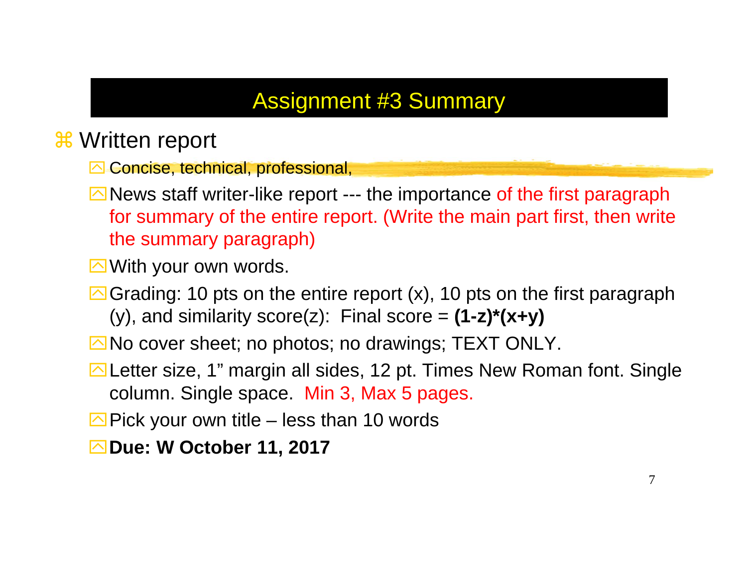# Assignment #3 Summary

- Written report
  - Concise, technical, professional,
  - News staff writer-like report --- the importance of the first paragraph for summary of the entire report. (Write the main part first, then write the summary paragraph)
  - With your own words.
  - Grading: 10 pts on the entire report (x), 10 pts on the first paragraph (y), and similarity score(z): Final score = **(1-z)*(x+y)**
  - No cover sheet; no photos; no drawings; TEXT ONLY.
  - Letter size, 1" margin all sides, 12 pt. Times New Roman font. Single column. Single space. Min 3, Max 5 pages.
  - Pick your own title – less than 10 words
  - **Due: W October 11, 2017**